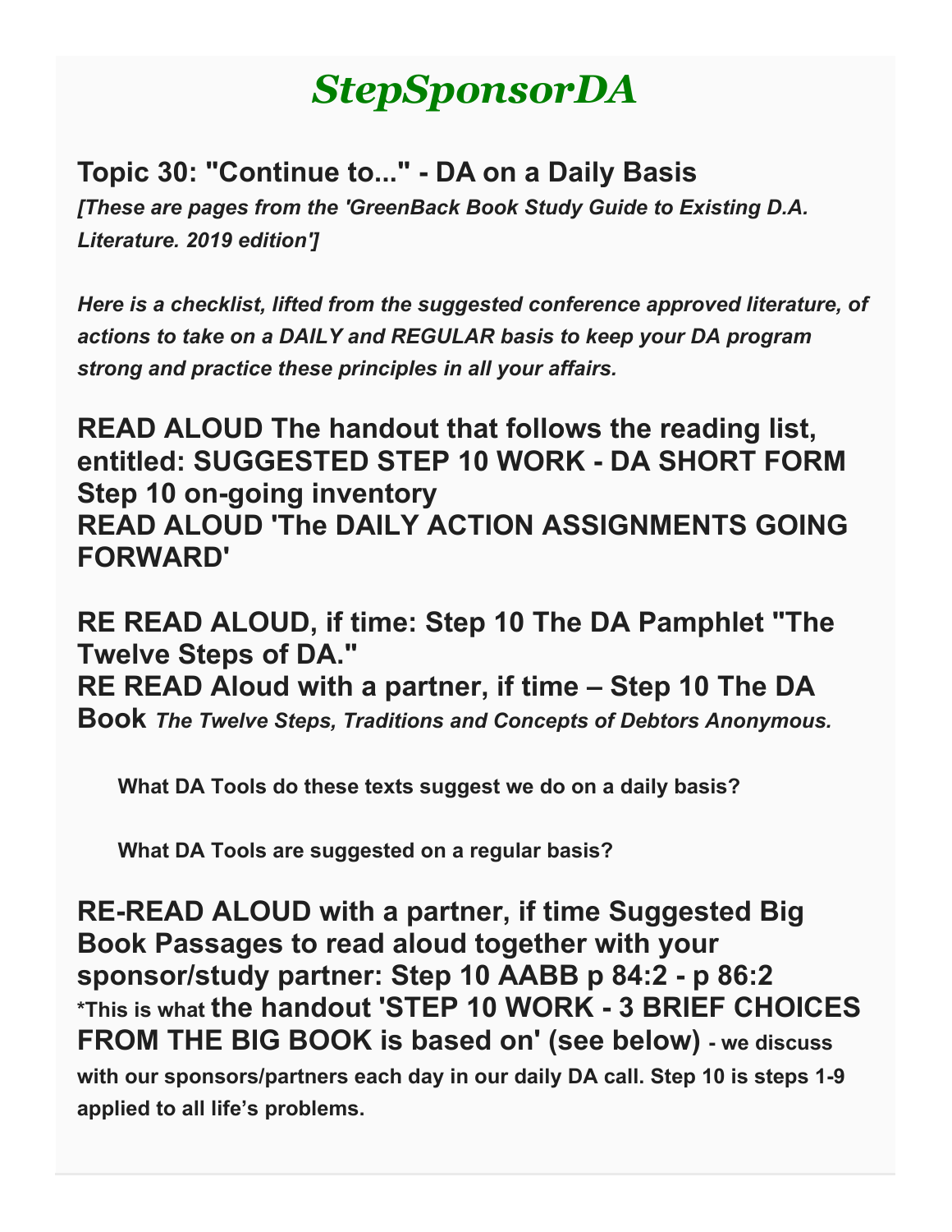# *StepSponsorDA*

## Topic 30: "Continue to..." - DA on a Daily Basis

***[These are pages from the 'GreenBack Book Study Guide to Existing D.A. Literature. 2019 edition']***

***Here is a checklist, lifted from the suggested conference approved literature, of actions to take on a DAILY and REGULAR basis to keep your DA program strong and practice these principles in all your affairs.***

**READ ALOUD The handout that follows the reading list, entitled: SUGGESTED STEP 10 WORK - DA SHORT FORM Step 10 on-going inventory**
**READ ALOUD 'The DAILY ACTION ASSIGNMENTS GOING FORWARD'**

**RE READ ALOUD, if time: Step 10 The DA Pamphlet "The Twelve Steps of DA."**
**RE READ Aloud with a partner, if time – Step 10 The DA Book** ***The Twelve Steps, Traditions and Concepts of Debtors Anonymous.***

> **What DA Tools do these texts suggest we do on a daily basis?**
>
> **What DA Tools are suggested on a regular basis?**

**RE-READ ALOUD with a partner, if time Suggested Big Book Passages to read aloud together with your sponsor/study partner: Step 10 AABB p 84:2 - p 86:2**
**\*This is what the handout 'STEP 10 WORK - 3 BRIEF CHOICES FROM THE BIG BOOK is based on' (see below) - we discuss with our sponsors/partners each day in our daily DA call. Step 10 is steps 1-9 applied to all life's problems.**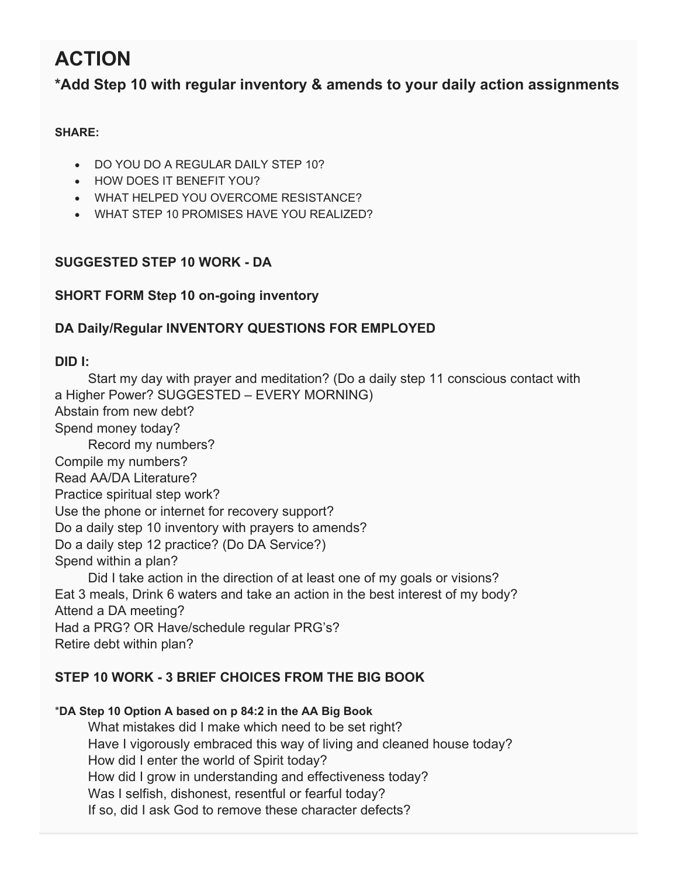# ACTION

### *Add Step 10 with regular inventory & amends to your daily action assignments

**SHARE:**

- DO YOU DO A REGULAR DAILY STEP 10?
- HOW DOES IT BENEFIT YOU?
- WHAT HELPED YOU OVERCOME RESISTANCE?
- WHAT STEP 10 PROMISES HAVE YOU REALIZED?

**SUGGESTED STEP 10 WORK - DA**

**SHORT FORM Step 10 on-going inventory**

**DA Daily/Regular INVENTORY QUESTIONS FOR EMPLOYED**

**DID I:**

Start my day with prayer and meditation? (Do a daily step 11 conscious contact with a Higher Power? SUGGESTED – EVERY MORNING)
Abstain from new debt?
Spend money today?
Record my numbers?
Compile my numbers?
Read AA/DA Literature?
Practice spiritual step work?
Use the phone or internet for recovery support?
Do a daily step 10 inventory with prayers to amends?
Do a daily step 12 practice? (Do DA Service?)
Spend within a plan?
Did I take action in the direction of at least one of my goals or visions?
Eat 3 meals, Drink 6 waters and take an action in the best interest of my body?
Attend a DA meeting?
Had a PRG? OR Have/schedule regular PRG's?
Retire debt within plan?

**STEP 10 WORK - 3 BRIEF CHOICES FROM THE BIG BOOK**

***DA Step 10 Option A based on p 84:2 in the AA Big Book**

What mistakes did I make which need to be set right?
Have I vigorously embraced this way of living and cleaned house today?
How did I enter the world of Spirit today?
How did I grow in understanding and effectiveness today?
Was I selfish, dishonest, resentful or fearful today?
If so, did I ask God to remove these character defects?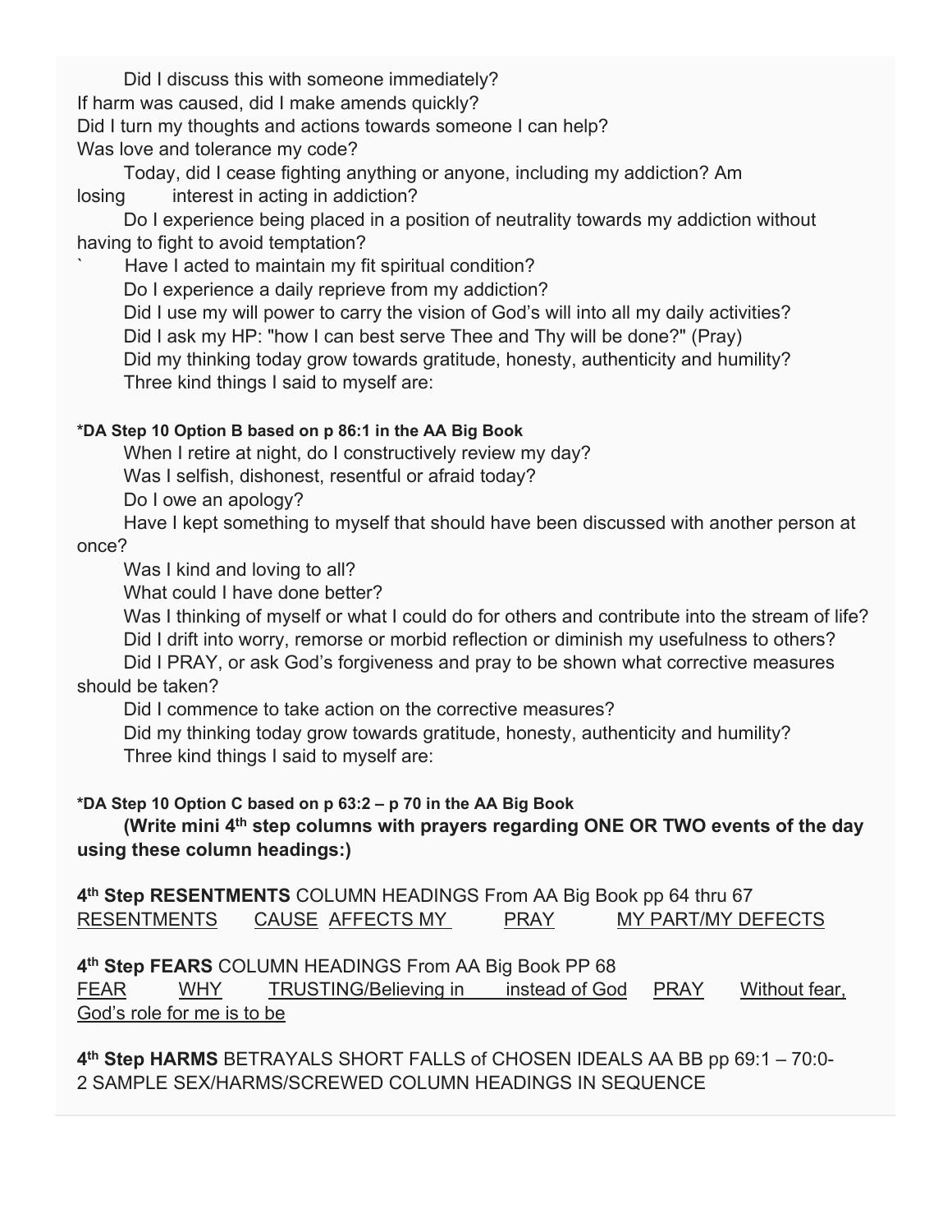Did I discuss this with someone immediately?

If harm was caused, did I make amends quickly?

Did I turn my thoughts and actions towards someone I can help?

Was love and tolerance my code?

Today, did I cease fighting anything or anyone, including my addiction? Am losing interest in acting in addiction?

Do I experience being placed in a position of neutrality towards my addiction without having to fight to avoid temptation?

` Have I acted to maintain my fit spiritual condition?

Do I experience a daily reprieve from my addiction?

Did I use my will power to carry the vision of God's will into all my daily activities?

Did I ask my HP: "how I can best serve Thee and Thy will be done?" (Pray)

Did my thinking today grow towards gratitude, honesty, authenticity and humility?

Three kind things I said to myself are:

**\*DA Step 10 Option B based on p 86:1 in the AA Big Book**

When I retire at night, do I constructively review my day?

Was I selfish, dishonest, resentful or afraid today?

Do I owe an apology?

Have I kept something to myself that should have been discussed with another person at once?

Was I kind and loving to all?

What could I have done better?

Was I thinking of myself or what I could do for others and contribute into the stream of life?

Did I drift into worry, remorse or morbid reflection or diminish my usefulness to others?

Did I PRAY, or ask God's forgiveness and pray to be shown what corrective measures should be taken?

Did I commence to take action on the corrective measures?

Did my thinking today grow towards gratitude, honesty, authenticity and humility?

Three kind things I said to myself are:

**\*DA Step 10 Option C based on p 63:2 – p 70 in the AA Big Book**

**(Write mini 4th step columns with prayers regarding ONE OR TWO events of the day using these column headings:)**

**4th Step RESENTMENTS** COLUMN HEADINGS From AA Big Book pp 64 thru 67

<u>RESENTMENTS</u> <u>CAUSE</u> <u>AFFECTS MY</u> <u>PRAY</u> <u>MY PART/MY DEFECTS</u>

**4th Step FEARS** COLUMN HEADINGS From AA Big Book PP 68

<u>FEAR</u> <u>WHY</u> <u>TRUSTING/Believing in instead of God</u> <u>PRAY</u> <u>Without fear, God's role for me is to be</u>

**4th Step HARMS** BETRAYALS SHORT FALLS of CHOSEN IDEALS AA BB pp 69:1 – 70:0-2 SAMPLE SEX/HARMS/SCREWED COLUMN HEADINGS IN SEQUENCE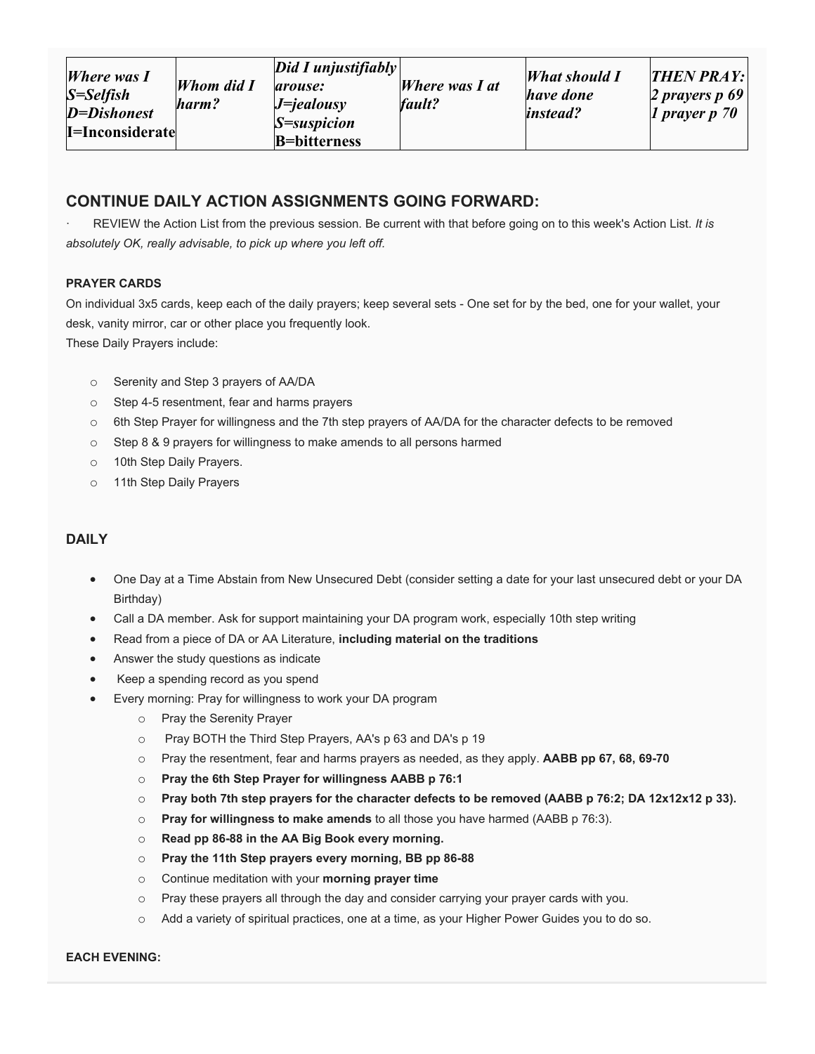| *Where was I S=Selfish D=Dishonest* I=Inconsiderate | *Whom did I harm?* | *Did I unjustifiably arouse: J=jealousy S=suspicion* B=bitterness | *Where was I at fault?* | *What should I have done instead?* | *THEN PRAY: 2 prayers p 69 1 prayer p 70* |
|---|---|---|---|---|---|

## CONTINUE DAILY ACTION ASSIGNMENTS GOING FORWARD:

· REVIEW the Action List from the previous session. Be current with that before going on to this week's Action List. *It is absolutely OK, really advisable, to pick up where you left off.*

#### PRAYER CARDS

On individual 3x5 cards, keep each of the daily prayers; keep several sets - One set for by the bed, one for your wallet, your desk, vanity mirror, car or other place you frequently look.
These Daily Prayers include:

- Serenity and Step 3 prayers of AA/DA
- Step 4-5 resentment, fear and harms prayers
- 6th Step Prayer for willingness and the 7th step prayers of AA/DA for the character defects to be removed
- Step 8 & 9 prayers for willingness to make amends to all persons harmed
- 10th Step Daily Prayers.
- 11th Step Daily Prayers

### DAILY

- One Day at a Time Abstain from New Unsecured Debt (consider setting a date for your last unsecured debt or your DA Birthday)
- Call a DA member. Ask for support maintaining your DA program work, especially 10th step writing
- Read from a piece of DA or AA Literature, **including material on the traditions**
- Answer the study questions as indicate
- Keep a spending record as you spend
- Every morning: Pray for willingness to work your DA program
  - Pray the Serenity Prayer
  - Pray BOTH the Third Step Prayers, AA's p 63 and DA's p 19
  - Pray the resentment, fear and harms prayers as needed, as they apply. **AABB pp 67, 68, 69-70**
  - **Pray the 6th Step Prayer for willingness AABB p 76:1**
  - **Pray both 7th step prayers for the character defects to be removed (AABB p 76:2; DA 12x12x12 p 33).**
  - **Pray for willingness to make amends** to all those you have harmed (AABB p 76:3).
  - **Read pp 86-88 in the AA Big Book every morning.**
  - **Pray the 11th Step prayers every morning, BB pp 86-88**
  - Continue meditation with your **morning prayer time**
  - Pray these prayers all through the day and consider carrying your prayer cards with you.
  - Add a variety of spiritual practices, one at a time, as your Higher Power Guides you to do so.

#### EACH EVENING: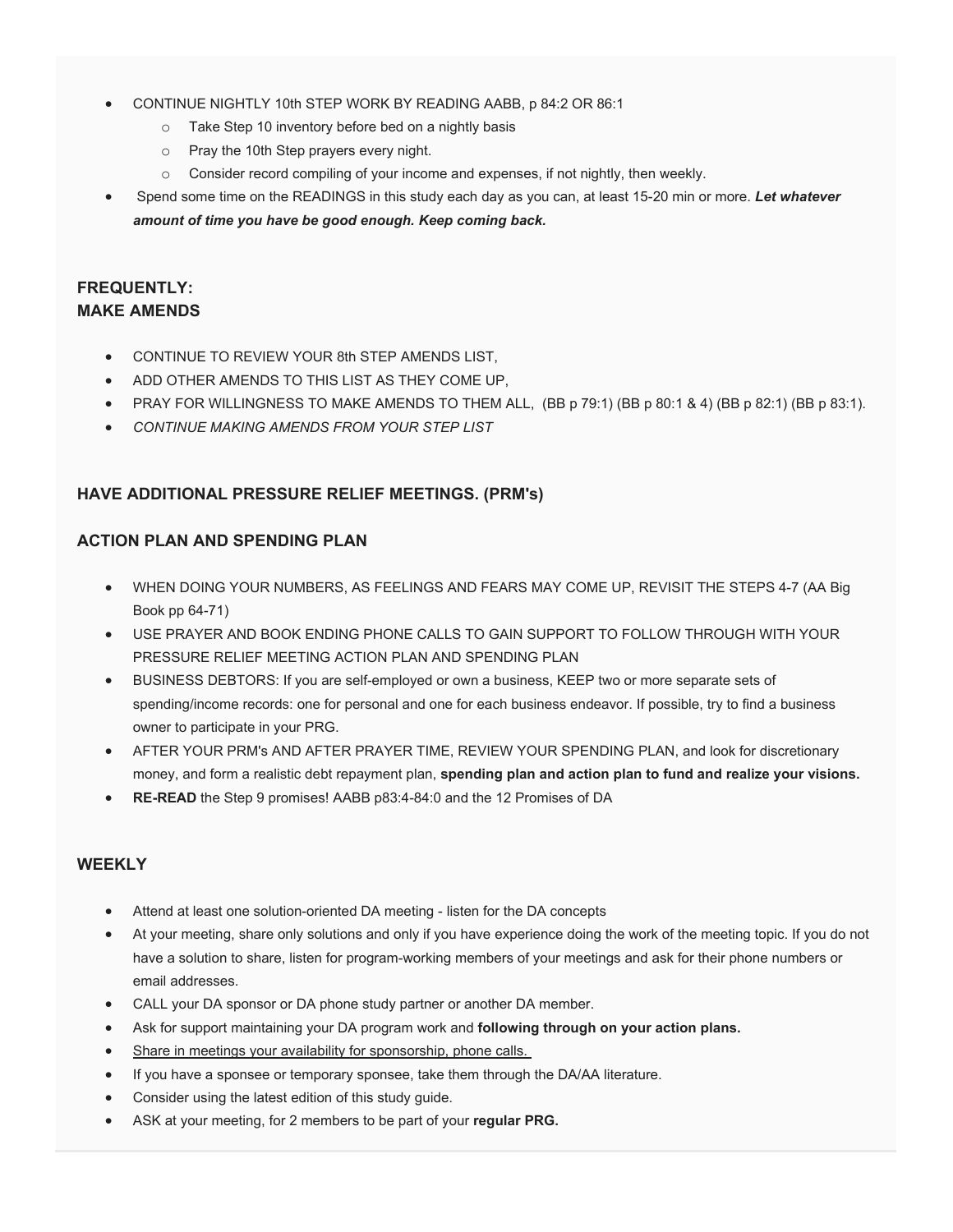- CONTINUE NIGHTLY 10th STEP WORK BY READING AABB, p 84:2 OR 86:1
  - Take Step 10 inventory before bed on a nightly basis
  - Pray the 10th Step prayers every night.
  - Consider record compiling of your income and expenses, if not nightly, then weekly.
- Spend some time on the READINGS in this study each day as you can, at least 15-20 min or more. ***Let whatever amount of time you have be good enough. Keep coming back.***

### FREQUENTLY:
### MAKE AMENDS

- CONTINUE TO REVIEW YOUR 8th STEP AMENDS LIST,
- ADD OTHER AMENDS TO THIS LIST AS THEY COME UP,
- PRAY FOR WILLINGNESS TO MAKE AMENDS TO THEM ALL, (BB p 79:1) (BB p 80:1 & 4) (BB p 82:1) (BB p 83:1).
- *CONTINUE MAKING AMENDS FROM YOUR STEP LIST*

### HAVE ADDITIONAL PRESSURE RELIEF MEETINGS. (PRM's)

### ACTION PLAN AND SPENDING PLAN

- WHEN DOING YOUR NUMBERS, AS FEELINGS AND FEARS MAY COME UP, REVISIT THE STEPS 4-7 (AA Big Book pp 64-71)
- USE PRAYER AND BOOK ENDING PHONE CALLS TO GAIN SUPPORT TO FOLLOW THROUGH WITH YOUR PRESSURE RELIEF MEETING ACTION PLAN AND SPENDING PLAN
- BUSINESS DEBTORS: If you are self-employed or own a business, KEEP two or more separate sets of spending/income records: one for personal and one for each business endeavor. If possible, try to find a business owner to participate in your PRG.
- AFTER YOUR PRM's AND AFTER PRAYER TIME, REVIEW YOUR SPENDING PLAN, and look for discretionary money, and form a realistic debt repayment plan, **spending plan and action plan to fund and realize your visions.**
- **RE-READ** the Step 9 promises! AABB p83:4-84:0 and the 12 Promises of DA

### WEEKLY

- Attend at least one solution-oriented DA meeting - listen for the DA concepts
- At your meeting, share only solutions and only if you have experience doing the work of the meeting topic. If you do not have a solution to share, listen for program-working members of your meetings and ask for their phone numbers or email addresses.
- CALL your DA sponsor or DA phone study partner or another DA member.
- Ask for support maintaining your DA program work and **following through on your action plans.**
- Share in meetings your availability for sponsorship, phone calls.
- If you have a sponsee or temporary sponsee, take them through the DA/AA literature.
- Consider using the latest edition of this study guide.
- ASK at your meeting, for 2 members to be part of your **regular PRG.**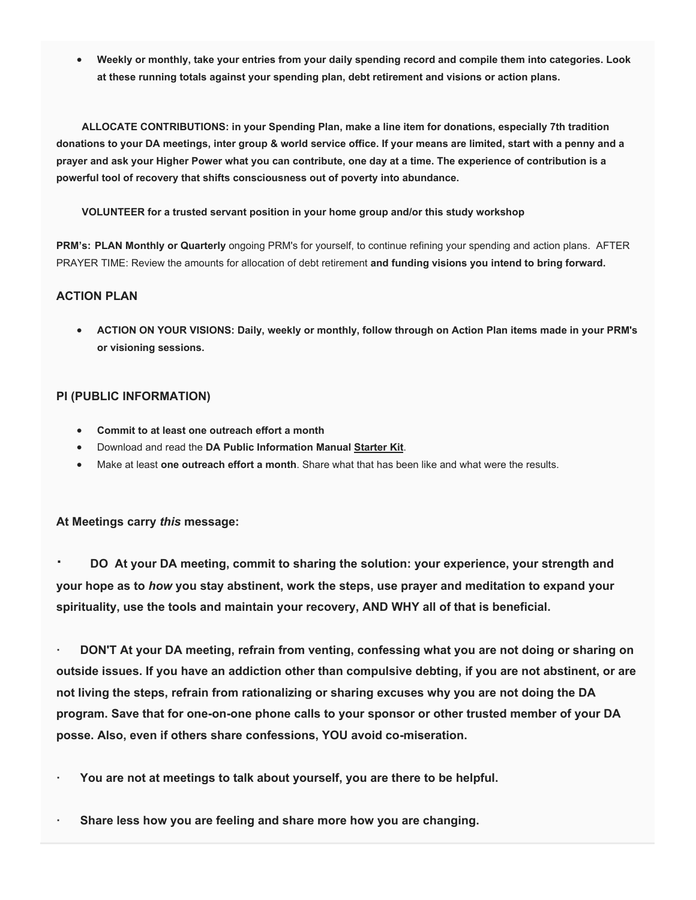- **Weekly or monthly, take your entries from your daily spending record and compile them into categories. Look at these running totals against your spending plan, debt retirement and visions or action plans.**

**ALLOCATE CONTRIBUTIONS: in your Spending Plan, make a line item for donations, especially 7th tradition donations to your DA meetings, inter group & world service office. If your means are limited, start with a penny and a prayer and ask your Higher Power what you can contribute, one day at a time. The experience of contribution is a powerful tool of recovery that shifts consciousness out of poverty into abundance.**

**VOLUNTEER for a trusted servant position in your home group and/or this study workshop**

**PRM's: PLAN Monthly or Quarterly** ongoing PRM's for yourself, to continue refining your spending and action plans. AFTER PRAYER TIME: Review the amounts for allocation of debt retirement **and funding visions you intend to bring forward.**

### ACTION PLAN

- **ACTION ON YOUR VISIONS: Daily, weekly or monthly, follow through on Action Plan items made in your PRM's or visioning sessions.**

### PI (PUBLIC INFORMATION)

- **Commit to at least one outreach effort a month**
- Download and read the **DA Public Information Manual Starter Kit**.
- Make at least **one outreach effort a month**. Share what that has been like and what were the results.

**At Meetings carry *this* message:**

- **DO At your DA meeting, commit to sharing the solution: your experience, your strength and your hope as to *how* you stay abstinent, work the steps, use prayer and meditation to expand your spirituality, use the tools and maintain your recovery, AND WHY all of that is beneficial.**
- **DON'T At your DA meeting, refrain from venting, confessing what you are not doing or sharing on outside issues. If you have an addiction other than compulsive debting, if you are not abstinent, or are not living the steps, refrain from rationalizing or sharing excuses why you are not doing the DA program. Save that for one-on-one phone calls to your sponsor or other trusted member of your DA posse. Also, even if others share confessions, YOU avoid co-miseration.**
- **You are not at meetings to talk about yourself, you are there to be helpful.**
- **Share less how you are feeling and share more how you are changing.**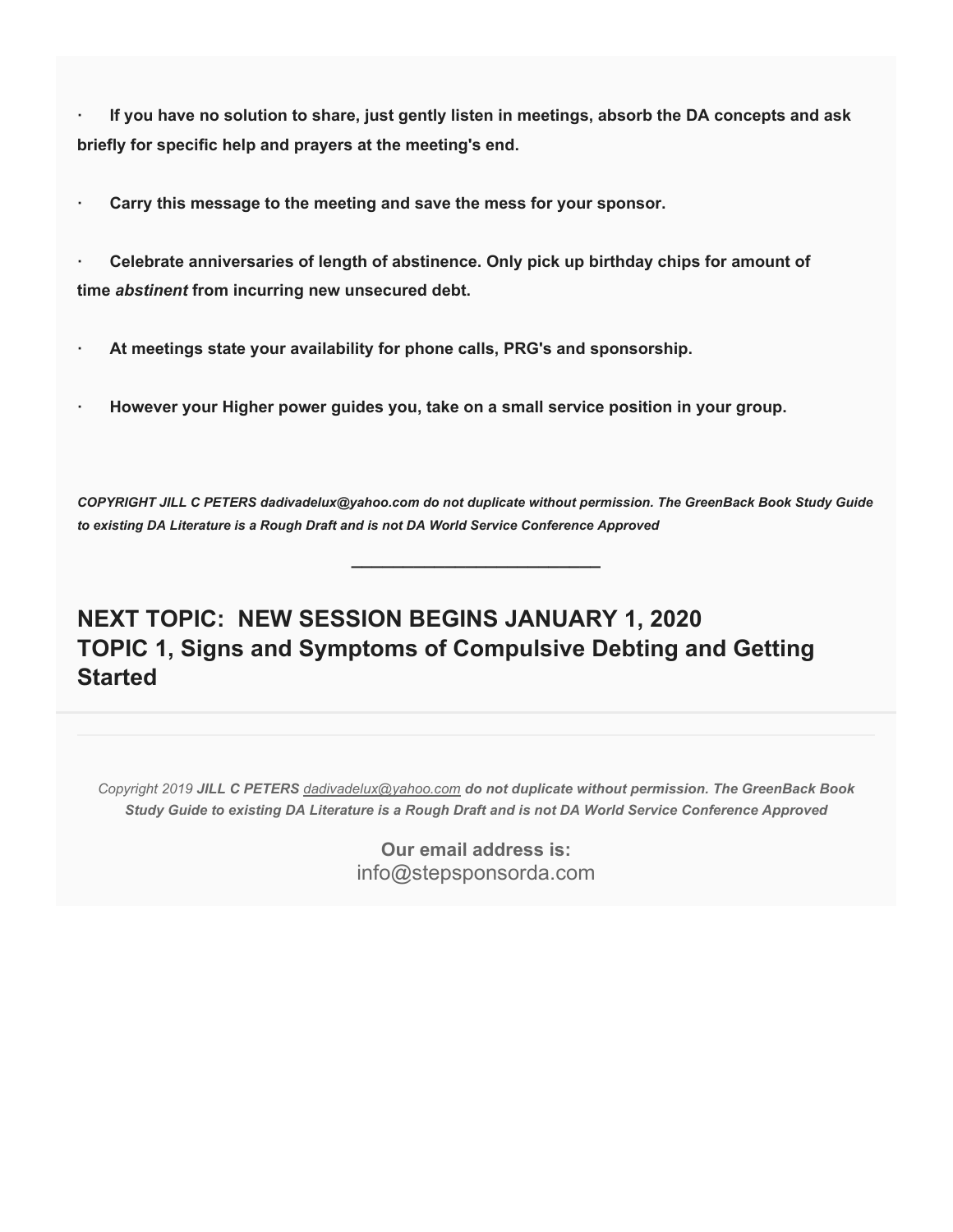- **If you have no solution to share, just gently listen in meetings, absorb the DA concepts and ask briefly for specific help and prayers at the meeting's end.**

- **Carry this message to the meeting and save the mess for your sponsor.**

- **Celebrate anniversaries of length of abstinence. Only pick up birthday chips for amount of time *abstinent* from incurring new unsecured debt.**

- **At meetings state your availability for phone calls, PRG's and sponsorship.**

- **However your Higher power guides you, take on a small service position in your group.**

***COPYRIGHT JILL C PETERS dadivadelux@yahoo.com do not duplicate without permission. The GreenBack Book Study Guide to existing DA Literature is a Rough Draft and is not DA World Service Conference Approved***

---

## NEXT TOPIC: NEW SESSION BEGINS JANUARY 1, 2020
## TOPIC 1, Signs and Symptoms of Compulsive Debting and Getting Started

---

*Copyright 2019 **JILL C PETERS** dadivadelux@yahoo.com **do not duplicate without permission. The GreenBack Book Study Guide to existing DA Literature is a Rough Draft and is not DA World Service Conference Approved***

**Our email address is:**
info@stepsponsorda.com